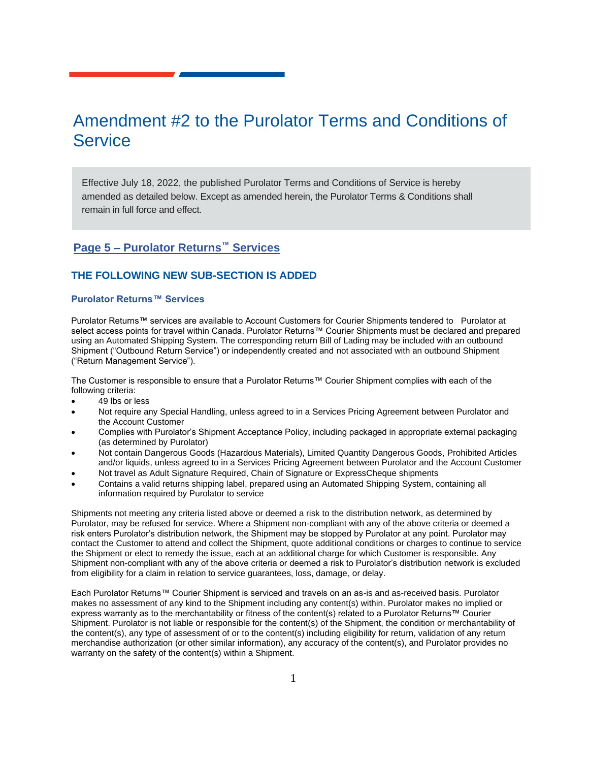# Amendment #2 to the Purolator Terms and Conditions of Service

Effective July 18, 2022, the published Purolator Terms and Conditions of Service is hereby amended as detailed below. Except as amended herein, the Purolator Terms & Conditions shall remain in full force and effect.

## Page 5 – Purolator Returns™ Services

### THE FOLLOWING NEW SUB-SECTION IS ADDED

#### Purolator Returns™ Services

Purolator Returns™ services are available to Account Customers for Courier Shipments tendered to Purolator at select access points for travel within Canada. Purolator Returns™ Courier Shipments must be declared and prepared using an Automated Shipping System. The corresponding return Bill of Lading may be included with an outbound Shipment ("Outbound Return Service") or independently created and not associated with an outbound Shipment ("Return Management Service").

The Customer is responsible to ensure that a Purolator Returns™ Courier Shipment complies with each of the following criteria:

- 49 lbs or less
- Not require any Special Handling, unless agreed to in a Services Pricing Agreement between Purolator and the Account Customer
- Complies with Purolator's Shipment Acceptance Policy, including packaged in appropriate external packaging (as determined by Purolator)
- Not contain Dangerous Goods (Hazardous Materials), Limited Quantity Dangerous Goods, Prohibited Articles and/or liquids, unless agreed to in a Services Pricing Agreement between Purolator and the Account Customer
- Not travel as Adult Signature Required, Chain of Signature or ExpressCheque shipments
- Contains a valid returns shipping label, prepared using an Automated Shipping System, containing all information required by Purolator to service

Shipments not meeting any criteria listed above or deemed a risk to the distribution network, as determined by Purolator, may be refused for service. Where a Shipment non-compliant with any of the above criteria or deemed a risk enters Purolator's distribution network, the Shipment may be stopped by Purolator at any point. Purolator may contact the Customer to attend and collect the Shipment, quote additional conditions or charges to continue to service the Shipment or elect to remedy the issue, each at an additional charge for which Customer is responsible. Any Shipment non-compliant with any of the above criteria or deemed a risk to Purolator's distribution network is excluded from eligibility for a claim in relation to service guarantees, loss, damage, or delay.

Each Purolator Returns™ Courier Shipment is serviced and travels on an as-is and as-received basis. Purolator makes no assessment of any kind to the Shipment including any content(s) within. Purolator makes no implied or express warranty as to the merchantability or fitness of the content(s) related to a Purolator Returns™ Courier Shipment. Purolator is not liable or responsible for the content(s) of the Shipment, the condition or merchantability of the content(s), any type of assessment of or to the content(s) including eligibility for return, validation of any return merchandise authorization (or other similar information), any accuracy of the content(s), and Purolator provides no warranty on the safety of the content(s) within a Shipment.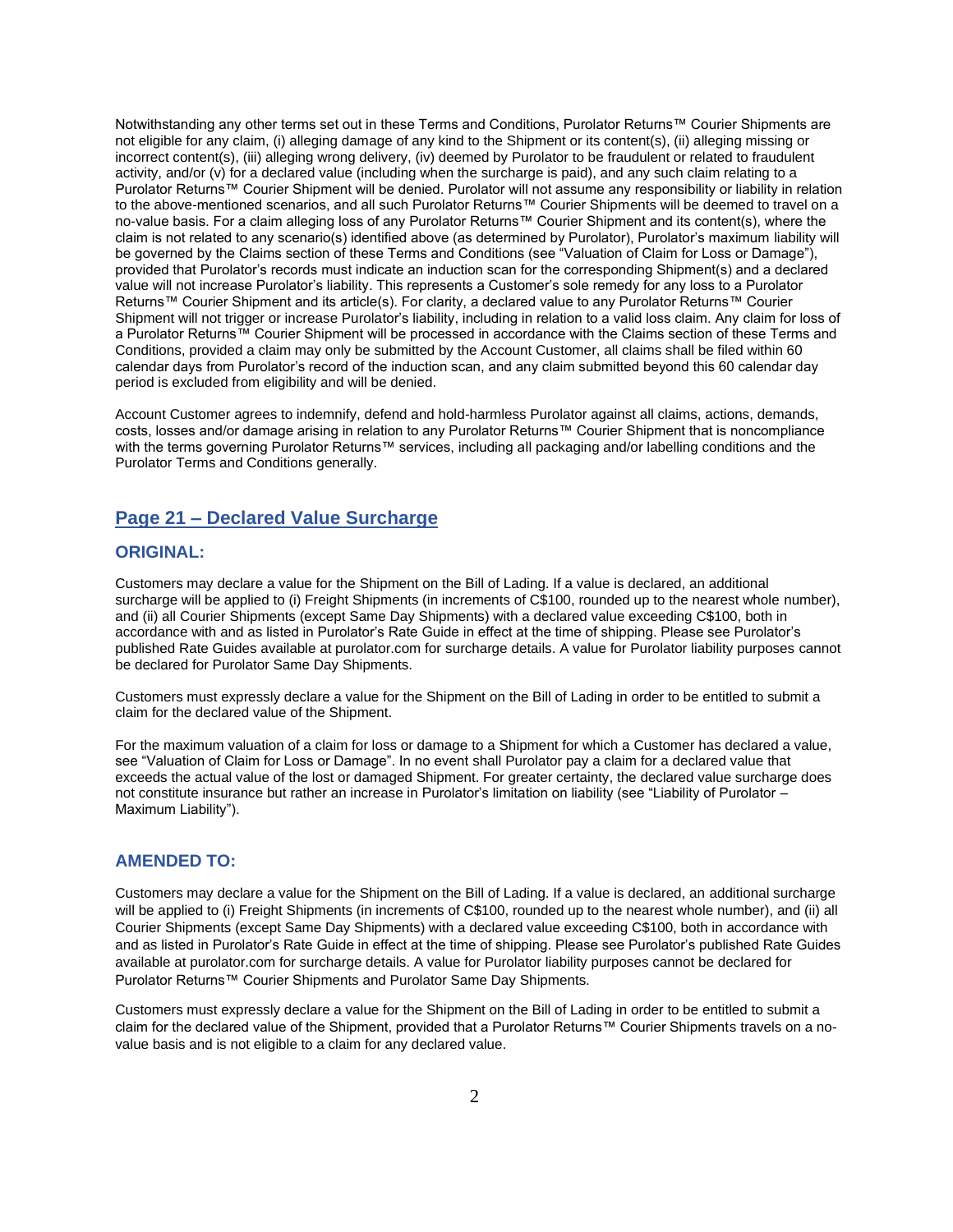Notwithstanding any other terms set out in these Terms and Conditions, Purolator Returns™ Courier Shipments are not eligible for any claim, (i) alleging damage of any kind to the Shipment or its content(s), (ii) alleging missing or incorrect content(s), (iii) alleging wrong delivery, (iv) deemed by Purolator to be fraudulent or related to fraudulent activity, and/or (v) for a declared value (including when the surcharge is paid), and any such claim relating to a Purolator Returns™ Courier Shipment will be denied. Purolator will not assume any responsibility or liability in relation to the above-mentioned scenarios, and all such Purolator Returns™ Courier Shipments will be deemed to travel on a no-value basis. For a claim alleging loss of any Purolator Returns™ Courier Shipment and its content(s), where the claim is not related to any scenario(s) identified above (as determined by Purolator), Purolator's maximum liability will be governed by the Claims section of these Terms and Conditions (see "Valuation of Claim for Loss or Damage"), provided that Purolator's records must indicate an induction scan for the corresponding Shipment(s) and a declared value will not increase Purolator's liability. This represents a Customer's sole remedy for any loss to a Purolator Returns™ Courier Shipment and its article(s). For clarity, a declared value to any Purolator Returns™ Courier Shipment will not trigger or increase Purolator's liability, including in relation to a valid loss claim. Any claim for loss of a Purolator Returns™ Courier Shipment will be processed in accordance with the Claims section of these Terms and Conditions, provided a claim may only be submitted by the Account Customer, all claims shall be filed within 60 calendar days from Purolator's record of the induction scan, and any claim submitted beyond this 60 calendar day period is excluded from eligibility and will be denied.

Account Customer agrees to indemnify, defend and hold-harmless Purolator against all claims, actions, demands, costs, losses and/or damage arising in relation to any Purolator Returns™ Courier Shipment that is noncompliance with the terms governing Purolator Returns™ services, including all packaging and/or labelling conditions and the Purolator Terms and Conditions generally.

## Page 21 – Declared Value Surcharge

### ORIGINAL:

Customers may declare a value for the Shipment on the Bill of Lading. If a value is declared, an additional surcharge will be applied to (i) Freight Shipments (in increments of C$100, rounded up to the nearest whole number), and (ii) all Courier Shipments (except Same Day Shipments) with a declared value exceeding C$100, both in accordance with and as listed in Purolator's Rate Guide in effect at the time of shipping. Please see Purolator's published Rate Guides available at purolator.com for surcharge details. A value for Purolator liability purposes cannot be declared for Purolator Same Day Shipments.

Customers must expressly declare a value for the Shipment on the Bill of Lading in order to be entitled to submit a claim for the declared value of the Shipment.

For the maximum valuation of a claim for loss or damage to a Shipment for which a Customer has declared a value, see "Valuation of Claim for Loss or Damage". In no event shall Purolator pay a claim for a declared value that exceeds the actual value of the lost or damaged Shipment. For greater certainty, the declared value surcharge does not constitute insurance but rather an increase in Purolator's limitation on liability (see "Liability of Purolator – Maximum Liability").

### AMENDED TO:

Customers may declare a value for the Shipment on the Bill of Lading. If a value is declared, an additional surcharge will be applied to (i) Freight Shipments (in increments of C$100, rounded up to the nearest whole number), and (ii) all Courier Shipments (except Same Day Shipments) with a declared value exceeding C$100, both in accordance with and as listed in Purolator's Rate Guide in effect at the time of shipping. Please see Purolator's published Rate Guides available at purolator.com for surcharge details. A value for Purolator liability purposes cannot be declared for Purolator Returns™ Courier Shipments and Purolator Same Day Shipments.

Customers must expressly declare a value for the Shipment on the Bill of Lading in order to be entitled to submit a claim for the declared value of the Shipment, provided that a Purolator Returns™ Courier Shipments travels on a no-value basis and is not eligible to a claim for any declared value.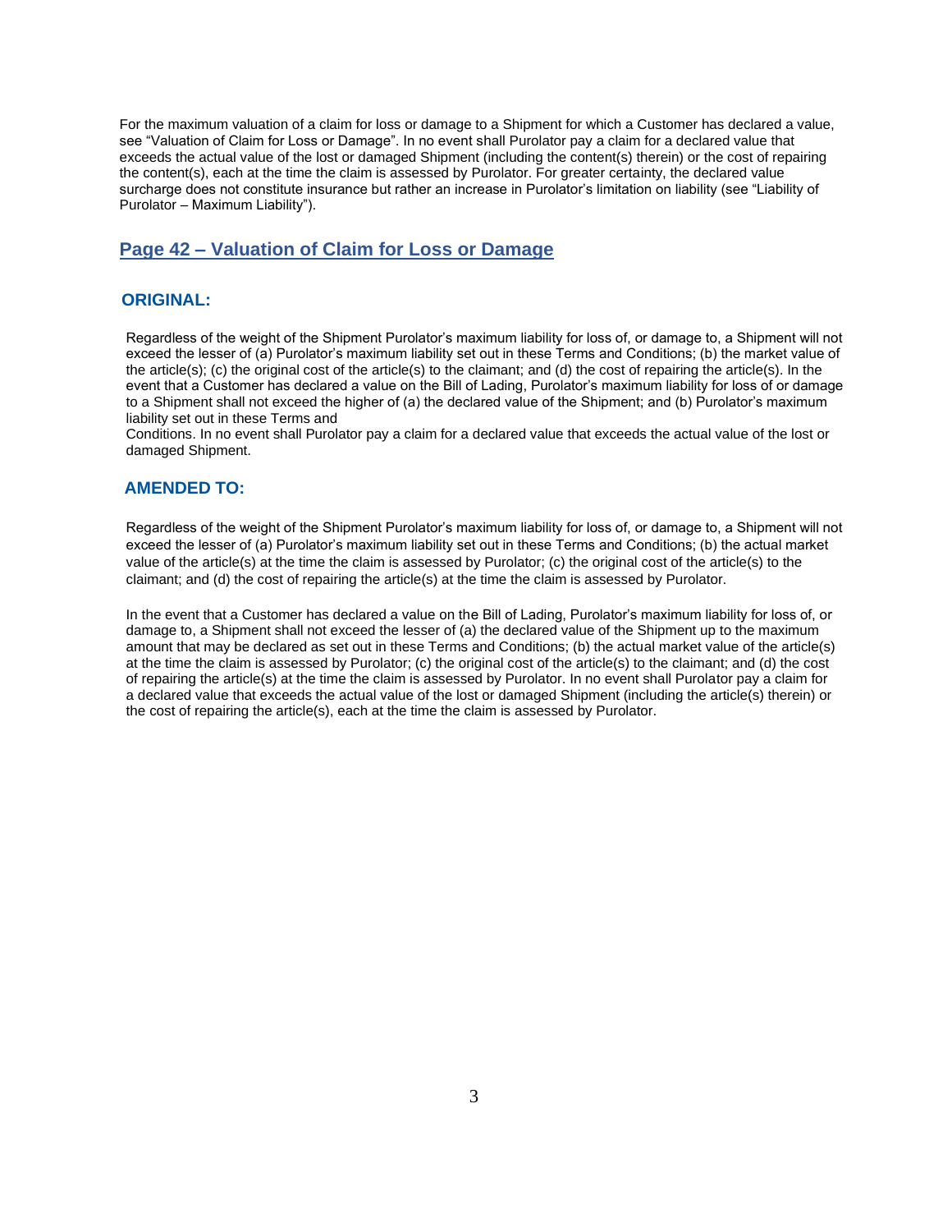For the maximum valuation of a claim for loss or damage to a Shipment for which a Customer has declared a value, see "Valuation of Claim for Loss or Damage". In no event shall Purolator pay a claim for a declared value that exceeds the actual value of the lost or damaged Shipment (including the content(s) therein) or the cost of repairing the content(s), each at the time the claim is assessed by Purolator. For greater certainty, the declared value surcharge does not constitute insurance but rather an increase in Purolator's limitation on liability (see "Liability of Purolator – Maximum Liability").

## Page 42 – Valuation of Claim for Loss or Damage

### ORIGINAL:

Regardless of the weight of the Shipment Purolator's maximum liability for loss of, or damage to, a Shipment will not exceed the lesser of (a) Purolator's maximum liability set out in these Terms and Conditions; (b) the market value of the article(s); (c) the original cost of the article(s) to the claimant; and (d) the cost of repairing the article(s). In the event that a Customer has declared a value on the Bill of Lading, Purolator's maximum liability for loss of or damage to a Shipment shall not exceed the higher of (a) the declared value of the Shipment; and (b) Purolator's maximum liability set out in these Terms and Conditions. In no event shall Purolator pay a claim for a declared value that exceeds the actual value of the lost or damaged Shipment.

### AMENDED TO:

Regardless of the weight of the Shipment Purolator's maximum liability for loss of, or damage to, a Shipment will not exceed the lesser of (a) Purolator's maximum liability set out in these Terms and Conditions; (b) the actual market value of the article(s) at the time the claim is assessed by Purolator; (c) the original cost of the article(s) to the claimant; and (d) the cost of repairing the article(s) at the time the claim is assessed by Purolator.

In the event that a Customer has declared a value on the Bill of Lading, Purolator's maximum liability for loss of, or damage to, a Shipment shall not exceed the lesser of (a) the declared value of the Shipment up to the maximum amount that may be declared as set out in these Terms and Conditions; (b) the actual market value of the article(s) at the time the claim is assessed by Purolator; (c) the original cost of the article(s) to the claimant; and (d) the cost of repairing the article(s) at the time the claim is assessed by Purolator. In no event shall Purolator pay a claim for a declared value that exceeds the actual value of the lost or damaged Shipment (including the article(s) therein) or the cost of repairing the article(s), each at the time the claim is assessed by Purolator.